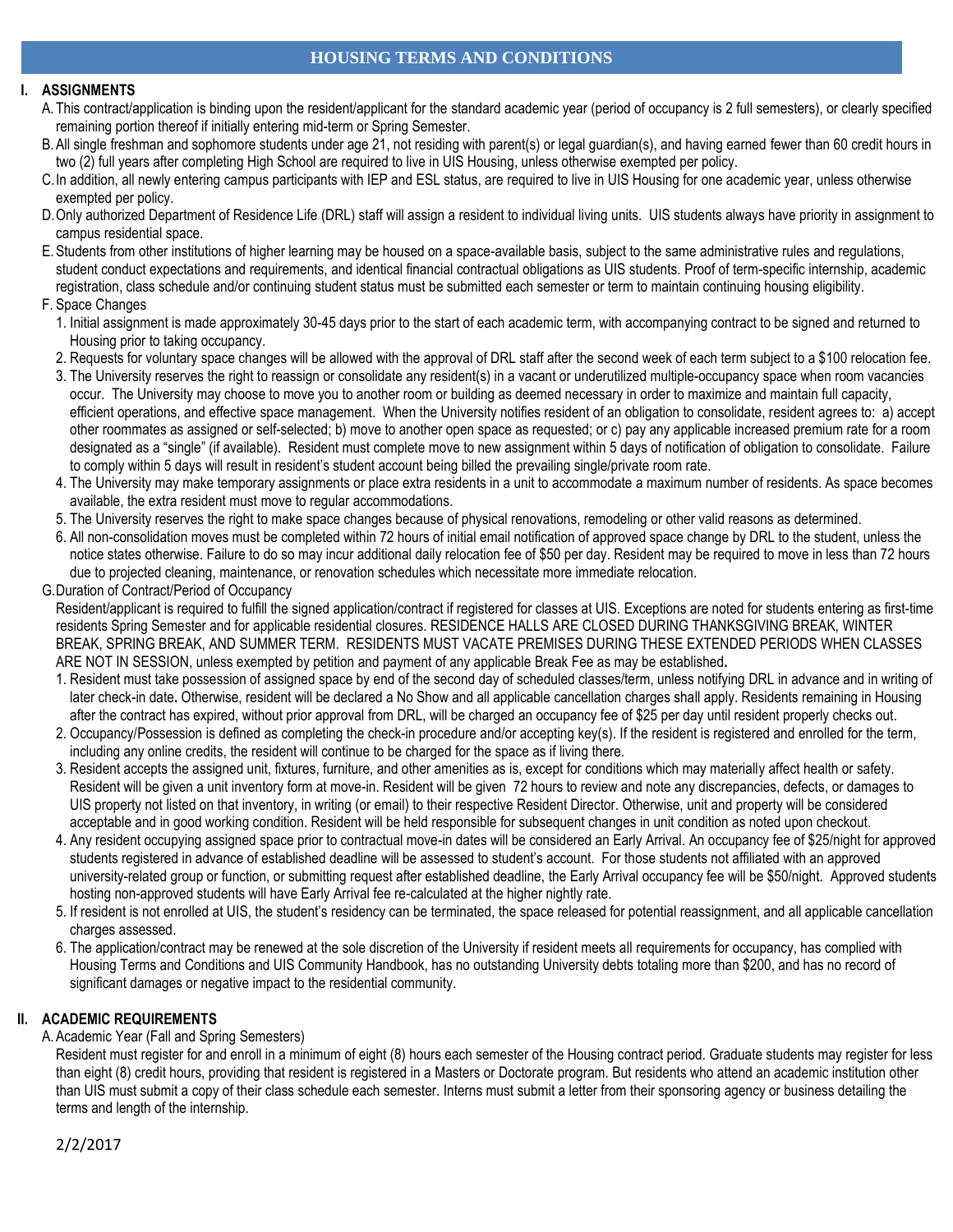# HOUSING TERMS AND CONDITIONS

## I. ASSIGNMENTS

A. This contract/application is binding upon the resident/applicant for the standard academic year (period of occupancy is 2 full semesters), or clearly specified remaining portion thereof if initially entering mid-term or Spring Semester.

B. All single freshman and sophomore students under age 21, not residing with parent(s) or legal guardian(s), and having earned fewer than 60 credit hours in two (2) full years after completing High School are required to live in UIS Housing, unless otherwise exempted per policy.

C. In addition, all newly entering campus participants with IEP and ESL status, are required to live in UIS Housing for one academic year, unless otherwise exempted per policy.

D. Only authorized Department of Residence Life (DRL) staff will assign a resident to individual living units. UIS students always have priority in assignment to campus residential space.

E. Students from other institutions of higher learning may be housed on a space-available basis, subject to the same administrative rules and regulations, student conduct expectations and requirements, and identical financial contractual obligations as UIS students. Proof of term-specific internship, academic registration, class schedule and/or continuing student status must be submitted each semester or term to maintain continuing housing eligibility.

F. Space Changes

1. Initial assignment is made approximately 30-45 days prior to the start of each academic term, with accompanying contract to be signed and returned to Housing prior to taking occupancy.
2. Requests for voluntary space changes will be allowed with the approval of DRL staff after the second week of each term subject to a $100 relocation fee.
3. The University reserves the right to reassign or consolidate any resident(s) in a vacant or underutilized multiple-occupancy space when room vacancies occur. The University may choose to move you to another room or building as deemed necessary in order to maximize and maintain full capacity, efficient operations, and effective space management. When the University notifies resident of an obligation to consolidate, resident agrees to: a) accept other roommates as assigned or self-selected; b) move to another open space as requested; or c) pay any applicable increased premium rate for a room designated as a "single" (if available). Resident must complete move to new assignment within 5 days of notification of obligation to consolidate. Failure to comply within 5 days will result in resident's student account being billed the prevailing single/private room rate.
4. The University may make temporary assignments or place extra residents in a unit to accommodate a maximum number of residents. As space becomes available, the extra resident must move to regular accommodations.
5. The University reserves the right to make space changes because of physical renovations, remodeling or other valid reasons as determined.
6. All non-consolidation moves must be completed within 72 hours of initial email notification of approved space change by DRL to the student, unless the notice states otherwise. Failure to do so may incur additional daily relocation fee of $50 per day. Resident may be required to move in less than 72 hours due to projected cleaning, maintenance, or renovation schedules which necessitate more immediate relocation.

G. Duration of Contract/Period of Occupancy

Resident/applicant is required to fulfill the signed application/contract if registered for classes at UIS. Exceptions are noted for students entering as first-time residents Spring Semester and for applicable residential closures. RESIDENCE HALLS ARE CLOSED DURING THANKSGIVING BREAK, WINTER BREAK, SPRING BREAK, AND SUMMER TERM. RESIDENTS MUST VACATE PREMISES DURING THESE EXTENDED PERIODS WHEN CLASSES ARE NOT IN SESSION, unless exempted by petition and payment of any applicable Break Fee as may be established**.**

1. Resident must take possession of assigned space by end of the second day of scheduled classes/term, unless notifying DRL in advance and in writing of later check-in date**.** Otherwise, resident will be declared a No Show and all applicable cancellation charges shall apply. Residents remaining in Housing after the contract has expired, without prior approval from DRL, will be charged an occupancy fee of $25 per day until resident properly checks out.
2. Occupancy/Possession is defined as completing the check-in procedure and/or accepting key(s). If the resident is registered and enrolled for the term, including any online credits, the resident will continue to be charged for the space as if living there.
3. Resident accepts the assigned unit, fixtures, furniture, and other amenities as is, except for conditions which may materially affect health or safety. Resident will be given a unit inventory form at move-in. Resident will be given 72 hours to review and note any discrepancies, defects, or damages to UIS property not listed on that inventory, in writing (or email) to their respective Resident Director. Otherwise, unit and property will be considered acceptable and in good working condition. Resident will be held responsible for subsequent changes in unit condition as noted upon checkout.
4. Any resident occupying assigned space prior to contractual move-in dates will be considered an Early Arrival. An occupancy fee of $25/night for approved students registered in advance of established deadline will be assessed to student's account. For those students not affiliated with an approved university-related group or function, or submitting request after established deadline, the Early Arrival occupancy fee will be $50/night. Approved students hosting non-approved students will have Early Arrival fee re-calculated at the higher nightly rate.
5. If resident is not enrolled at UIS, the student's residency can be terminated, the space released for potential reassignment, and all applicable cancellation charges assessed.
6. The application/contract may be renewed at the sole discretion of the University if resident meets all requirements for occupancy, has complied with Housing Terms and Conditions and UIS Community Handbook, has no outstanding University debts totaling more than $200, and has no record of significant damages or negative impact to the residential community.

## II. ACADEMIC REQUIREMENTS

A. Academic Year (Fall and Spring Semesters)

Resident must register for and enroll in a minimum of eight (8) hours each semester of the Housing contract period. Graduate students may register for less than eight (8) credit hours, providing that resident is registered in a Masters or Doctorate program. But residents who attend an academic institution other than UIS must submit a copy of their class schedule each semester. Interns must submit a letter from their sponsoring agency or business detailing the terms and length of the internship.

2/2/2017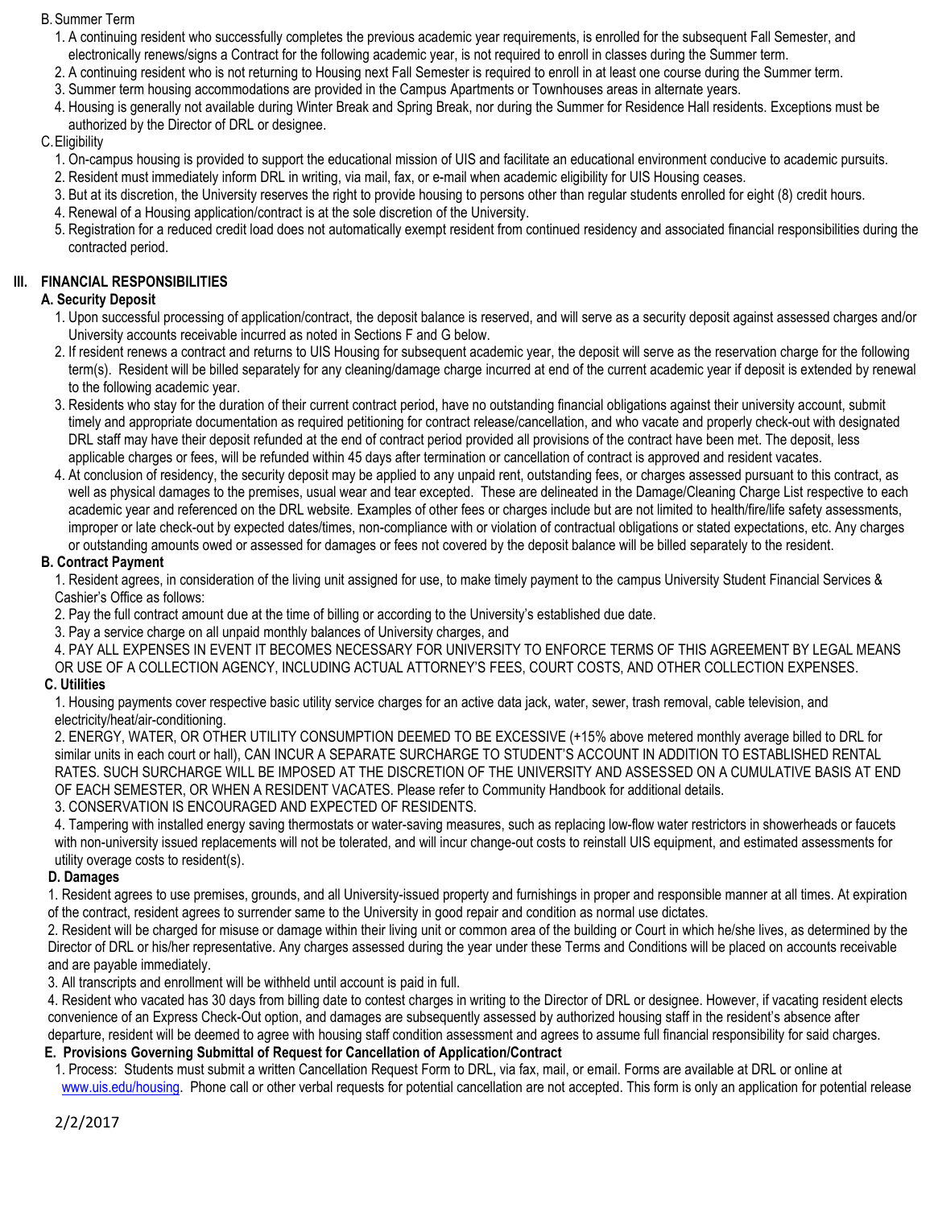B. Summer Term

1. A continuing resident who successfully completes the previous academic year requirements, is enrolled for the subsequent Fall Semester, and electronically renews/signs a Contract for the following academic year, is not required to enroll in classes during the Summer term.
2. A continuing resident who is not returning to Housing next Fall Semester is required to enroll in at least one course during the Summer term.
3. Summer term housing accommodations are provided in the Campus Apartments or Townhouses areas in alternate years.
4. Housing is generally not available during Winter Break and Spring Break, nor during the Summer for Residence Hall residents. Exceptions must be authorized by the Director of DRL or designee.

C. Eligibility

1. On-campus housing is provided to support the educational mission of UIS and facilitate an educational environment conducive to academic pursuits.
2. Resident must immediately inform DRL in writing, via mail, fax, or e-mail when academic eligibility for UIS Housing ceases.
3. But at its discretion, the University reserves the right to provide housing to persons other than regular students enrolled for eight (8) credit hours.
4. Renewal of a Housing application/contract is at the sole discretion of the University.
5. Registration for a reduced credit load does not automatically exempt resident from continued residency and associated financial responsibilities during the contracted period.

## III. FINANCIAL RESPONSIBILITIES

### A. Security Deposit

1. Upon successful processing of application/contract, the deposit balance is reserved, and will serve as a security deposit against assessed charges and/or University accounts receivable incurred as noted in Sections F and G below.
2. If resident renews a contract and returns to UIS Housing for subsequent academic year, the deposit will serve as the reservation charge for the following term(s). Resident will be billed separately for any cleaning/damage charge incurred at end of the current academic year if deposit is extended by renewal to the following academic year.
3. Residents who stay for the duration of their current contract period, have no outstanding financial obligations against their university account, submit timely and appropriate documentation as required petitioning for contract release/cancellation, and who vacate and properly check-out with designated DRL staff may have their deposit refunded at the end of contract period provided all provisions of the contract have been met. The deposit, less applicable charges or fees, will be refunded within 45 days after termination or cancellation of contract is approved and resident vacates.
4. At conclusion of residency, the security deposit may be applied to any unpaid rent, outstanding fees, or charges assessed pursuant to this contract, as well as physical damages to the premises, usual wear and tear excepted. These are delineated in the Damage/Cleaning Charge List respective to each academic year and referenced on the DRL website. Examples of other fees or charges include but are not limited to health/fire/life safety assessments, improper or late check-out by expected dates/times, non-compliance with or violation of contractual obligations or stated expectations, etc. Any charges or outstanding amounts owed or assessed for damages or fees not covered by the deposit balance will be billed separately to the resident.

### B. Contract Payment

1. Resident agrees, in consideration of the living unit assigned for use, to make timely payment to the campus University Student Financial Services & Cashier's Office as follows:
2. Pay the full contract amount due at the time of billing or according to the University's established due date.
3. Pay a service charge on all unpaid monthly balances of University charges, and
4. PAY ALL EXPENSES IN EVENT IT BECOMES NECESSARY FOR UNIVERSITY TO ENFORCE TERMS OF THIS AGREEMENT BY LEGAL MEANS OR USE OF A COLLECTION AGENCY, INCLUDING ACTUAL ATTORNEY'S FEES, COURT COSTS, AND OTHER COLLECTION EXPENSES.

### C. Utilities

1. Housing payments cover respective basic utility service charges for an active data jack, water, sewer, trash removal, cable television, and electricity/heat/air-conditioning.
2. ENERGY, WATER, OR OTHER UTILITY CONSUMPTION DEEMED TO BE EXCESSIVE (+15% above metered monthly average billed to DRL for similar units in each court or hall), CAN INCUR A SEPARATE SURCHARGE TO STUDENT'S ACCOUNT IN ADDITION TO ESTABLISHED RENTAL RATES. SUCH SURCHARGE WILL BE IMPOSED AT THE DISCRETION OF THE UNIVERSITY AND ASSESSED ON A CUMULATIVE BASIS AT END OF EACH SEMESTER, OR WHEN A RESIDENT VACATES. Please refer to Community Handbook for additional details.
3. CONSERVATION IS ENCOURAGED AND EXPECTED OF RESIDENTS.
4. Tampering with installed energy saving thermostats or water-saving measures, such as replacing low-flow water restrictors in showerheads or faucets with non-university issued replacements will not be tolerated, and will incur change-out costs to reinstall UIS equipment, and estimated assessments for utility overage costs to resident(s).

### D. Damages

1. Resident agrees to use premises, grounds, and all University-issued property and furnishings in proper and responsible manner at all times. At expiration of the contract, resident agrees to surrender same to the University in good repair and condition as normal use dictates.
2. Resident will be charged for misuse or damage within their living unit or common area of the building or Court in which he/she lives, as determined by the Director of DRL or his/her representative. Any charges assessed during the year under these Terms and Conditions will be placed on accounts receivable and are payable immediately.
3. All transcripts and enrollment will be withheld until account is paid in full.
4. Resident who vacated has 30 days from billing date to contest charges in writing to the Director of DRL or designee. However, if vacating resident elects convenience of an Express Check-Out option, and damages are subsequently assessed by authorized housing staff in the resident's absence after departure, resident will be deemed to agree with housing staff condition assessment and agrees to assume full financial responsibility for said charges.

### E. Provisions Governing Submittal of Request for Cancellation of Application/Contract

1. Process: Students must submit a written Cancellation Request Form to DRL, via fax, mail, or email. Forms are available at DRL or online at www.uis.edu/housing. Phone call or other verbal requests for potential cancellation are not accepted. This form is only an application for potential release

2/2/2017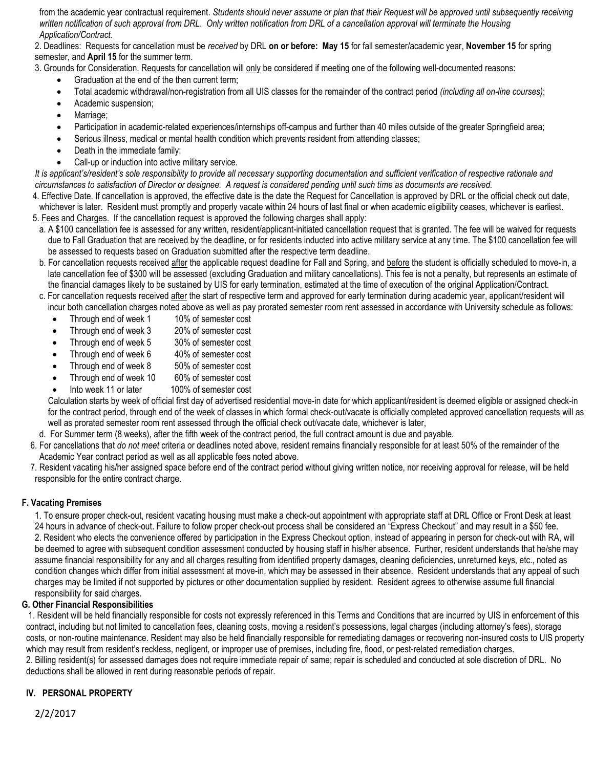from the academic year contractual requirement. *Students should never assume or plan that their Request will be approved until subsequently receiving written notification of such approval from DRL. Only written notification from DRL of a cancellation approval will terminate the Housing Application/Contract.*

2. Deadlines: Requests for cancellation must be *received* by DRL **on or before: May 15** for fall semester/academic year, **November 15** for spring semester, and **April 15** for the summer term.

3. Grounds for Consideration. Requests for cancellation will only be considered if meeting one of the following well-documented reasons:
   - Graduation at the end of the then current term;
   - Total academic withdrawal/non-registration from all UIS classes for the remainder of the contract period *(including all on-line courses)*;
   - Academic suspension;
   - Marriage;
   - Participation in academic-related experiences/internships off-campus and further than 40 miles outside of the greater Springfield area;
   - Serious illness, medical or mental health condition which prevents resident from attending classes;
   - Death in the immediate family;
   - Call-up or induction into active military service.

*It is applicant's/resident's sole responsibility to provide all necessary supporting documentation and sufficient verification of respective rationale and circumstances to satisfaction of Director or designee. A request is considered pending until such time as documents are received.*

4. Effective Date. If cancellation is approved, the effective date is the date the Request for Cancellation is approved by DRL or the official check out date, whichever is later. Resident must promptly and properly vacate within 24 hours of last final or when academic eligibility ceases, whichever is earliest.

5. Fees and Charges. If the cancellation request is approved the following charges shall apply:

   a. A $100 cancellation fee is assessed for any written, resident/applicant-initiated cancellation request that is granted. The fee will be waived for requests due to Fall Graduation that are received by the deadline, or for residents inducted into active military service at any time. The $100 cancellation fee will be assessed to requests based on Graduation submitted after the respective term deadline.

   b. For cancellation requests received after the applicable request deadline for Fall and Spring, and before the student is officially scheduled to move-in, a late cancellation fee of $300 will be assessed (excluding Graduation and military cancellations). This fee is not a penalty, but represents an estimate of the financial damages likely to be sustained by UIS for early termination, estimated at the time of execution of the original Application/Contract.

   c. For cancellation requests received after the start of respective term and approved for early termination during academic year, applicant/resident will incur both cancellation charges noted above as well as pay prorated semester room rent assessed in accordance with University schedule as follows:
      - Through end of week 1 — 10% of semester cost
      - Through end of week 3 — 20% of semester cost
      - Through end of week 5 — 30% of semester cost
      - Through end of week 6 — 40% of semester cost
      - Through end of week 8 — 50% of semester cost
      - Through end of week 10 — 60% of semester cost
      - Into week 11 or later — 100% of semester cost

   Calculation starts by week of official first day of advertised residential move-in date for which applicant/resident is deemed eligible or assigned check-in for the contract period, through end of the week of classes in which formal check-out/vacate is officially completed approved cancellation requests will as well as prorated semester room rent assessed through the official check out/vacate date, whichever is later,

   d. For Summer term (8 weeks), after the fifth week of the contract period, the full contract amount is due and payable.

6. For cancellations that *do not meet* criteria or deadlines noted above, resident remains financially responsible for at least 50% of the remainder of the Academic Year contract period as well as all applicable fees noted above.

7. Resident vacating his/her assigned space before end of the contract period without giving written notice, nor receiving approval for release, will be held responsible for the entire contract charge.

### F. Vacating Premises

1. To ensure proper check-out, resident vacating housing must make a check-out appointment with appropriate staff at DRL Office or Front Desk at least 24 hours in advance of check-out. Failure to follow proper check-out process shall be considered an "Express Checkout" and may result in a $50 fee.

2. Resident who elects the convenience offered by participation in the Express Checkout option, instead of appearing in person for check-out with RA, will be deemed to agree with subsequent condition assessment conducted by housing staff in his/her absence. Further, resident understands that he/she may assume financial responsibility for any and all charges resulting from identified property damages, cleaning deficiencies, unreturned keys, etc., noted as condition changes which differ from initial assessment at move-in, which may be assessed in their absence. Resident understands that any appeal of such charges may be limited if not supported by pictures or other documentation supplied by resident. Resident agrees to otherwise assume full financial responsibility for said charges.

### G. Other Financial Responsibilities

1. Resident will be held financially responsible for costs not expressly referenced in this Terms and Conditions that are incurred by UIS in enforcement of this contract, including but not limited to cancellation fees, cleaning costs, moving a resident's possessions, legal charges (including attorney's fees), storage costs, or non-routine maintenance. Resident may also be held financially responsible for remediating damages or recovering non-insured costs to UIS property which may result from resident's reckless, negligent, or improper use of premises, including fire, flood, or pest-related remediation charges.

2. Billing resident(s) for assessed damages does not require immediate repair of same; repair is scheduled and conducted at sole discretion of DRL. No deductions shall be allowed in rent during reasonable periods of repair.

## IV. PERSONAL PROPERTY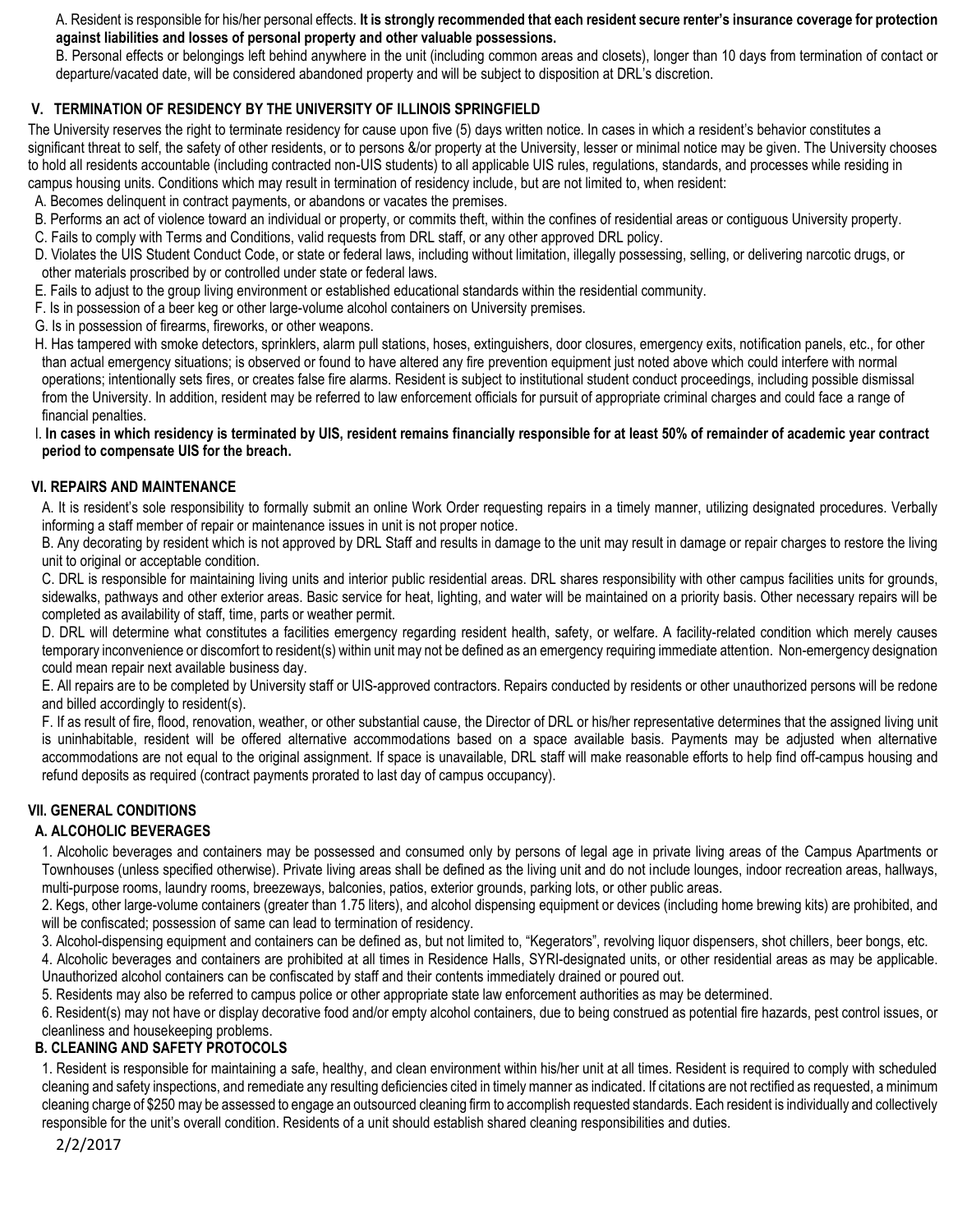A. Resident is responsible for his/her personal effects. **It is strongly recommended that each resident secure renter's insurance coverage for protection against liabilities and losses of personal property and other valuable possessions.**

B. Personal effects or belongings left behind anywhere in the unit (including common areas and closets), longer than 10 days from termination of contact or departure/vacated date, will be considered abandoned property and will be subject to disposition at DRL's discretion.

## V. TERMINATION OF RESIDENCY BY THE UNIVERSITY OF ILLINOIS SPRINGFIELD

The University reserves the right to terminate residency for cause upon five (5) days written notice. In cases in which a resident's behavior constitutes a significant threat to self, the safety of other residents, or to persons &/or property at the University, lesser or minimal notice may be given. The University chooses to hold all residents accountable (including contracted non-UIS students) to all applicable UIS rules, regulations, standards, and processes while residing in campus housing units. Conditions which may result in termination of residency include, but are not limited to, when resident:

A. Becomes delinquent in contract payments, or abandons or vacates the premises.

B. Performs an act of violence toward an individual or property, or commits theft, within the confines of residential areas or contiguous University property.

C. Fails to comply with Terms and Conditions, valid requests from DRL staff, or any other approved DRL policy.

D. Violates the UIS Student Conduct Code, or state or federal laws, including without limitation, illegally possessing, selling, or delivering narcotic drugs, or other materials proscribed by or controlled under state or federal laws.

E. Fails to adjust to the group living environment or established educational standards within the residential community.

F. Is in possession of a beer keg or other large-volume alcohol containers on University premises.

G. Is in possession of firearms, fireworks, or other weapons.

H. Has tampered with smoke detectors, sprinklers, alarm pull stations, hoses, extinguishers, door closures, emergency exits, notification panels, etc., for other than actual emergency situations; is observed or found to have altered any fire prevention equipment just noted above which could interfere with normal operations; intentionally sets fires, or creates false fire alarms. Resident is subject to institutional student conduct proceedings, including possible dismissal from the University. In addition, resident may be referred to law enforcement officials for pursuit of appropriate criminal charges and could face a range of financial penalties.

I. **In cases in which residency is terminated by UIS, resident remains financially responsible for at least 50% of remainder of academic year contract period to compensate UIS for the breach.**

## VI. REPAIRS AND MAINTENANCE

A. It is resident's sole responsibility to formally submit an online Work Order requesting repairs in a timely manner, utilizing designated procedures. Verbally informing a staff member of repair or maintenance issues in unit is not proper notice.

B. Any decorating by resident which is not approved by DRL Staff and results in damage to the unit may result in damage or repair charges to restore the living unit to original or acceptable condition.

C. DRL is responsible for maintaining living units and interior public residential areas. DRL shares responsibility with other campus facilities units for grounds, sidewalks, pathways and other exterior areas. Basic service for heat, lighting, and water will be maintained on a priority basis. Other necessary repairs will be completed as availability of staff, time, parts or weather permit.

D. DRL will determine what constitutes a facilities emergency regarding resident health, safety, or welfare. A facility-related condition which merely causes temporary inconvenience or discomfort to resident(s) within unit may not be defined as an emergency requiring immediate attention. Non-emergency designation could mean repair next available business day.

E. All repairs are to be completed by University staff or UIS-approved contractors. Repairs conducted by residents or other unauthorized persons will be redone and billed accordingly to resident(s).

F. If as result of fire, flood, renovation, weather, or other substantial cause, the Director of DRL or his/her representative determines that the assigned living unit is uninhabitable, resident will be offered alternative accommodations based on a space available basis. Payments may be adjusted when alternative accommodations are not equal to the original assignment. If space is unavailable, DRL staff will make reasonable efforts to help find off-campus housing and refund deposits as required (contract payments prorated to last day of campus occupancy).

## VII. GENERAL CONDITIONS

### A. ALCOHOLIC BEVERAGES

1. Alcoholic beverages and containers may be possessed and consumed only by persons of legal age in private living areas of the Campus Apartments or Townhouses (unless specified otherwise). Private living areas shall be defined as the living unit and do not include lounges, indoor recreation areas, hallways, multi-purpose rooms, laundry rooms, breezeways, balconies, patios, exterior grounds, parking lots, or other public areas.
2. Kegs, other large-volume containers (greater than 1.75 liters), and alcohol dispensing equipment or devices (including home brewing kits) are prohibited, and will be confiscated; possession of same can lead to termination of residency.
3. Alcohol-dispensing equipment and containers can be defined as, but not limited to, "Kegerators", revolving liquor dispensers, shot chillers, beer bongs, etc.
4. Alcoholic beverages and containers are prohibited at all times in Residence Halls, SYRI-designated units, or other residential areas as may be applicable. Unauthorized alcohol containers can be confiscated by staff and their contents immediately drained or poured out.
5. Residents may also be referred to campus police or other appropriate state law enforcement authorities as may be determined.
6. Resident(s) may not have or display decorative food and/or empty alcohol containers, due to being construed as potential fire hazards, pest control issues, or cleanliness and housekeeping problems.

### B. CLEANING AND SAFETY PROTOCOLS

1. Resident is responsible for maintaining a safe, healthy, and clean environment within his/her unit at all times. Resident is required to comply with scheduled cleaning and safety inspections, and remediate any resulting deficiencies cited in timely manner as indicated. If citations are not rectified as requested, a minimum cleaning charge of $250 may be assessed to engage an outsourced cleaning firm to accomplish requested standards. Each resident is individually and collectively responsible for the unit's overall condition. Residents of a unit should establish shared cleaning responsibilities and duties.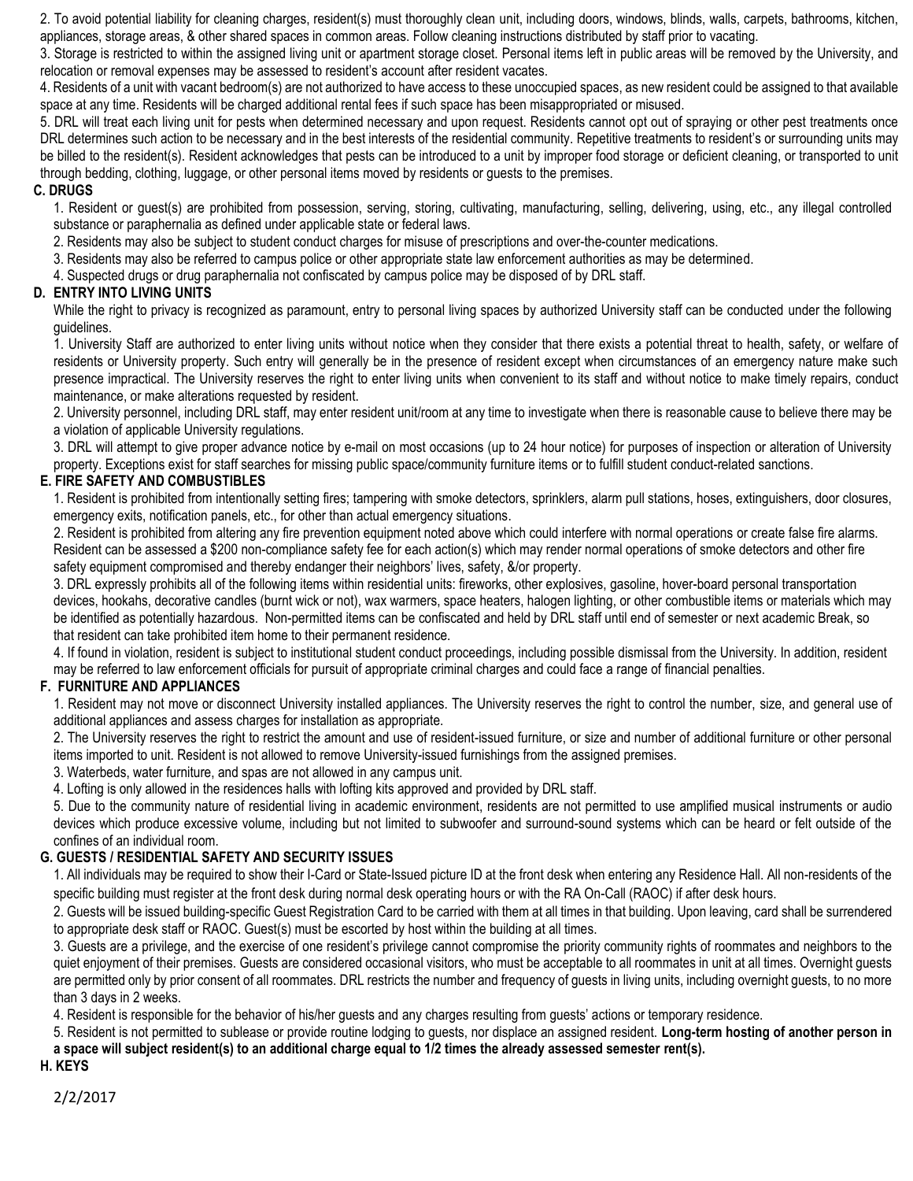2. To avoid potential liability for cleaning charges, resident(s) must thoroughly clean unit, including doors, windows, blinds, walls, carpets, bathrooms, kitchen, appliances, storage areas, & other shared spaces in common areas. Follow cleaning instructions distributed by staff prior to vacating.

3. Storage is restricted to within the assigned living unit or apartment storage closet. Personal items left in public areas will be removed by the University, and relocation or removal expenses may be assessed to resident's account after resident vacates.

4. Residents of a unit with vacant bedroom(s) are not authorized to have access to these unoccupied spaces, as new resident could be assigned to that available space at any time. Residents will be charged additional rental fees if such space has been misappropriated or misused.

5. DRL will treat each living unit for pests when determined necessary and upon request. Residents cannot opt out of spraying or other pest treatments once DRL determines such action to be necessary and in the best interests of the residential community. Repetitive treatments to resident's or surrounding units may be billed to the resident(s). Resident acknowledges that pests can be introduced to a unit by improper food storage or deficient cleaning, or transported to unit through bedding, clothing, luggage, or other personal items moved by residents or guests to the premises.

### C. DRUGS

1. Resident or guest(s) are prohibited from possession, serving, storing, cultivating, manufacturing, selling, delivering, using, etc., any illegal controlled substance or paraphernalia as defined under applicable state or federal laws.
2. Residents may also be subject to student conduct charges for misuse of prescriptions and over-the-counter medications.
3. Residents may also be referred to campus police or other appropriate state law enforcement authorities as may be determined.
4. Suspected drugs or drug paraphernalia not confiscated by campus police may be disposed of by DRL staff.

### D. ENTRY INTO LIVING UNITS

While the right to privacy is recognized as paramount, entry to personal living spaces by authorized University staff can be conducted under the following guidelines.

1. University Staff are authorized to enter living units without notice when they consider that there exists a potential threat to health, safety, or welfare of residents or University property. Such entry will generally be in the presence of resident except when circumstances of an emergency nature make such presence impractical. The University reserves the right to enter living units when convenient to its staff and without notice to make timely repairs, conduct maintenance, or make alterations requested by resident.
2. University personnel, including DRL staff, may enter resident unit/room at any time to investigate when there is reasonable cause to believe there may be a violation of applicable University regulations.
3. DRL will attempt to give proper advance notice by e-mail on most occasions (up to 24 hour notice) for purposes of inspection or alteration of University property. Exceptions exist for staff searches for missing public space/community furniture items or to fulfill student conduct-related sanctions.

### E. FIRE SAFETY AND COMBUSTIBLES

1. Resident is prohibited from intentionally setting fires; tampering with smoke detectors, sprinklers, alarm pull stations, hoses, extinguishers, door closures, emergency exits, notification panels, etc., for other than actual emergency situations.
2. Resident is prohibited from altering any fire prevention equipment noted above which could interfere with normal operations or create false fire alarms. Resident can be assessed a $200 non-compliance safety fee for each action(s) which may render normal operations of smoke detectors and other fire safety equipment compromised and thereby endanger their neighbors' lives, safety, &/or property.
3. DRL expressly prohibits all of the following items within residential units: fireworks, other explosives, gasoline, hover-board personal transportation devices, hookahs, decorative candles (burnt wick or not), wax warmers, space heaters, halogen lighting, or other combustible items or materials which may be identified as potentially hazardous. Non-permitted items can be confiscated and held by DRL staff until end of semester or next academic Break, so that resident can take prohibited item home to their permanent residence.
4. If found in violation, resident is subject to institutional student conduct proceedings, including possible dismissal from the University. In addition, resident may be referred to law enforcement officials for pursuit of appropriate criminal charges and could face a range of financial penalties.

### F. FURNITURE AND APPLIANCES

1. Resident may not move or disconnect University installed appliances. The University reserves the right to control the number, size, and general use of additional appliances and assess charges for installation as appropriate.
2. The University reserves the right to restrict the amount and use of resident-issued furniture, or size and number of additional furniture or other personal items imported to unit. Resident is not allowed to remove University-issued furnishings from the assigned premises.
3. Waterbeds, water furniture, and spas are not allowed in any campus unit.
4. Lofting is only allowed in the residences halls with lofting kits approved and provided by DRL staff.
5. Due to the community nature of residential living in academic environment, residents are not permitted to use amplified musical instruments or audio devices which produce excessive volume, including but not limited to subwoofer and surround-sound systems which can be heard or felt outside of the confines of an individual room.

### G. GUESTS / RESIDENTIAL SAFETY AND SECURITY ISSUES

1. All individuals may be required to show their I-Card or State-Issued picture ID at the front desk when entering any Residence Hall. All non-residents of the specific building must register at the front desk during normal desk operating hours or with the RA On-Call (RAOC) if after desk hours.
2. Guests will be issued building-specific Guest Registration Card to be carried with them at all times in that building. Upon leaving, card shall be surrendered to appropriate desk staff or RAOC. Guest(s) must be escorted by host within the building at all times.
3. Guests are a privilege, and the exercise of one resident's privilege cannot compromise the priority community rights of roommates and neighbors to the quiet enjoyment of their premises. Guests are considered occasional visitors, who must be acceptable to all roommates in unit at all times. Overnight guests are permitted only by prior consent of all roommates. DRL restricts the number and frequency of guests in living units, including overnight guests, to no more than 3 days in 2 weeks.
4. Resident is responsible for the behavior of his/her guests and any charges resulting from guests' actions or temporary residence.
5. Resident is not permitted to sublease or provide routine lodging to guests, nor displace an assigned resident. **Long-term hosting of another person in a space will subject resident(s) to an additional charge equal to 1/2 times the already assessed semester rent(s).**

### H. KEYS

2/2/2017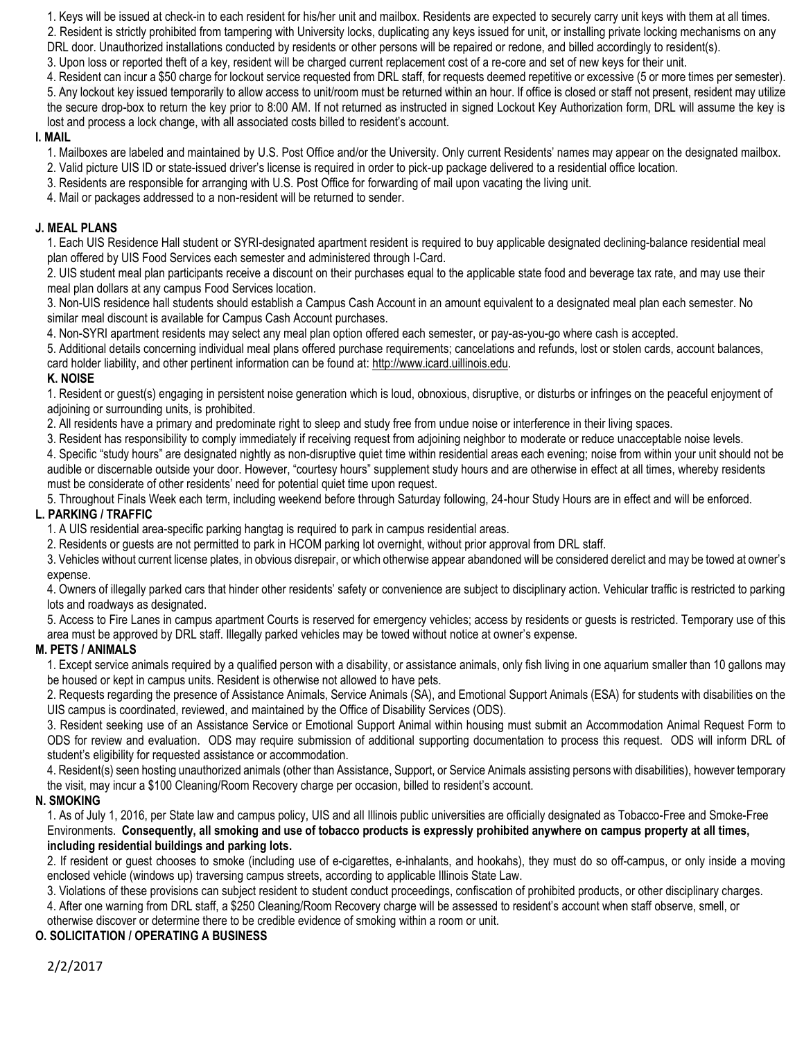1. Keys will be issued at check-in to each resident for his/her unit and mailbox. Residents are expected to securely carry unit keys with them at all times.
2. Resident is strictly prohibited from tampering with University locks, duplicating any keys issued for unit, or installing private locking mechanisms on any DRL door. Unauthorized installations conducted by residents or other persons will be repaired or redone, and billed accordingly to resident(s).
3. Upon loss or reported theft of a key, resident will be charged current replacement cost of a re-core and set of new keys for their unit.
4. Resident can incur a $50 charge for lockout service requested from DRL staff, for requests deemed repetitive or excessive (5 or more times per semester).
5. Any lockout key issued temporarily to allow access to unit/room must be returned within an hour. If office is closed or staff not present, resident may utilize the secure drop-box to return the key prior to 8:00 AM. If not returned as instructed in signed Lockout Key Authorization form, DRL will assume the key is lost and process a lock change, with all associated costs billed to resident's account.

**I. MAIL**

1. Mailboxes are labeled and maintained by U.S. Post Office and/or the University. Only current Residents' names may appear on the designated mailbox.
2. Valid picture UIS ID or state-issued driver's license is required in order to pick-up package delivered to a residential office location.
3. Residents are responsible for arranging with U.S. Post Office for forwarding of mail upon vacating the living unit.
4. Mail or packages addressed to a non-resident will be returned to sender.

**J. MEAL PLANS**

1. Each UIS Residence Hall student or SYRI-designated apartment resident is required to buy applicable designated declining-balance residential meal plan offered by UIS Food Services each semester and administered through I-Card.
2. UIS student meal plan participants receive a discount on their purchases equal to the applicable state food and beverage tax rate, and may use their meal plan dollars at any campus Food Services location.
3. Non-UIS residence hall students should establish a Campus Cash Account in an amount equivalent to a designated meal plan each semester. No similar meal discount is available for Campus Cash Account purchases.
4. Non-SYRI apartment residents may select any meal plan option offered each semester, or pay-as-you-go where cash is accepted.
5. Additional details concerning individual meal plans offered purchase requirements; cancelations and refunds, lost or stolen cards, account balances, card holder liability, and other pertinent information can be found at: http://www.icard.uillinois.edu.

**K. NOISE**

1. Resident or guest(s) engaging in persistent noise generation which is loud, obnoxious, disruptive, or disturbs or infringes on the peaceful enjoyment of adjoining or surrounding units, is prohibited.
2. All residents have a primary and predominate right to sleep and study free from undue noise or interference in their living spaces.
3. Resident has responsibility to comply immediately if receiving request from adjoining neighbor to moderate or reduce unacceptable noise levels.
4. Specific "study hours" are designated nightly as non-disruptive quiet time within residential areas each evening; noise from within your unit should not be audible or discernable outside your door. However, "courtesy hours" supplement study hours and are otherwise in effect at all times, whereby residents must be considerate of other residents' need for potential quiet time upon request.
5. Throughout Finals Week each term, including weekend before through Saturday following, 24-hour Study Hours are in effect and will be enforced.

**L. PARKING / TRAFFIC**

1. A UIS residential area-specific parking hangtag is required to park in campus residential areas.
2. Residents or guests are not permitted to park in HCOM parking lot overnight, without prior approval from DRL staff.
3. Vehicles without current license plates, in obvious disrepair, or which otherwise appear abandoned will be considered derelict and may be towed at owner's expense.
4. Owners of illegally parked cars that hinder other residents' safety or convenience are subject to disciplinary action. Vehicular traffic is restricted to parking lots and roadways as designated.
5. Access to Fire Lanes in campus apartment Courts is reserved for emergency vehicles; access by residents or guests is restricted. Temporary use of this area must be approved by DRL staff. Illegally parked vehicles may be towed without notice at owner's expense.

**M. PETS / ANIMALS**

1. Except service animals required by a qualified person with a disability, or assistance animals, only fish living in one aquarium smaller than 10 gallons may be housed or kept in campus units. Resident is otherwise not allowed to have pets.
2. Requests regarding the presence of Assistance Animals, Service Animals (SA), and Emotional Support Animals (ESA) for students with disabilities on the UIS campus is coordinated, reviewed, and maintained by the Office of Disability Services (ODS).
3. Resident seeking use of an Assistance Service or Emotional Support Animal within housing must submit an Accommodation Animal Request Form to ODS for review and evaluation. ODS may require submission of additional supporting documentation to process this request. ODS will inform DRL of student's eligibility for requested assistance or accommodation.
4. Resident(s) seen hosting unauthorized animals (other than Assistance, Support, or Service Animals assisting persons with disabilities), however temporary the visit, may incur a $100 Cleaning/Room Recovery charge per occasion, billed to resident's account.

**N. SMOKING**

1. As of July 1, 2016, per State law and campus policy, UIS and all Illinois public universities are officially designated as Tobacco-Free and Smoke-Free Environments. **Consequently, all smoking and use of tobacco products is expressly prohibited anywhere on campus property at all times, including residential buildings and parking lots.**
2. If resident or guest chooses to smoke (including use of e-cigarettes, e-inhalants, and hookahs), they must do so off-campus, or only inside a moving enclosed vehicle (windows up) traversing campus streets, according to applicable Illinois State Law.
3. Violations of these provisions can subject resident to student conduct proceedings, confiscation of prohibited products, or other disciplinary charges.
4. After one warning from DRL staff, a $250 Cleaning/Room Recovery charge will be assessed to resident's account when staff observe, smell, or otherwise discover or determine there to be credible evidence of smoking within a room or unit.

**O. SOLICITATION / OPERATING A BUSINESS**

2/2/2017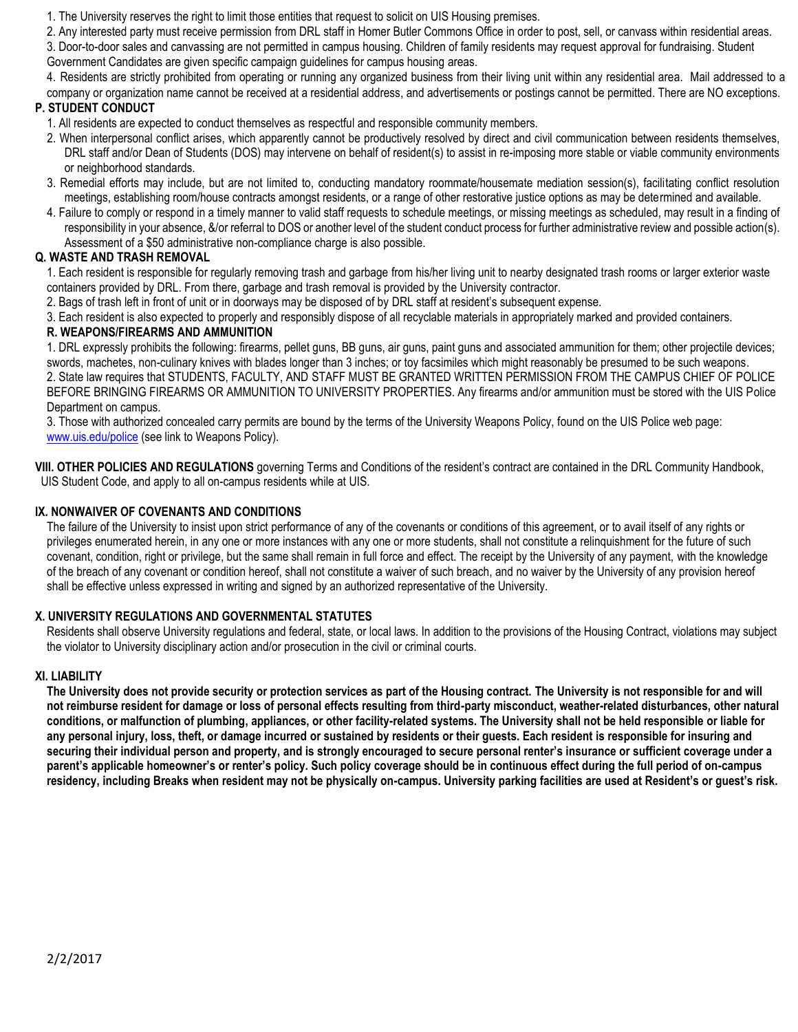1. The University reserves the right to limit those entities that request to solicit on UIS Housing premises.
2. Any interested party must receive permission from DRL staff in Homer Butler Commons Office in order to post, sell, or canvass within residential areas.
3. Door-to-door sales and canvassing are not permitted in campus housing. Children of family residents may request approval for fundraising. Student Government Candidates are given specific campaign guidelines for campus housing areas.
4. Residents are strictly prohibited from operating or running any organized business from their living unit within any residential area. Mail addressed to a company or organization name cannot be received at a residential address, and advertisements or postings cannot be permitted. There are NO exceptions.

**P. STUDENT CONDUCT**

1. All residents are expected to conduct themselves as respectful and responsible community members.
2. When interpersonal conflict arises, which apparently cannot be productively resolved by direct and civil communication between residents themselves, DRL staff and/or Dean of Students (DOS) may intervene on behalf of resident(s) to assist in re-imposing more stable or viable community environments or neighborhood standards.
3. Remedial efforts may include, but are not limited to, conducting mandatory roommate/housemate mediation session(s), facilitating conflict resolution meetings, establishing room/house contracts amongst residents, or a range of other restorative justice options as may be determined and available.
4. Failure to comply or respond in a timely manner to valid staff requests to schedule meetings, or missing meetings as scheduled, may result in a finding of responsibility in your absence, &/or referral to DOS or another level of the student conduct process for further administrative review and possible action(s). Assessment of a $50 administrative non-compliance charge is also possible.

**Q. WASTE AND TRASH REMOVAL**

1. Each resident is responsible for regularly removing trash and garbage from his/her living unit to nearby designated trash rooms or larger exterior waste containers provided by DRL. From there, garbage and trash removal is provided by the University contractor.
2. Bags of trash left in front of unit or in doorways may be disposed of by DRL staff at resident's subsequent expense.
3. Each resident is also expected to properly and responsibly dispose of all recyclable materials in appropriately marked and provided containers.

**R. WEAPONS/FIREARMS AND AMMUNITION**

1. DRL expressly prohibits the following: firearms, pellet guns, BB guns, air guns, paint guns and associated ammunition for them; other projectile devices; swords, machetes, non-culinary knives with blades longer than 3 inches; or toy facsimiles which might reasonably be presumed to be such weapons.
2. State law requires that STUDENTS, FACULTY, AND STAFF MUST BE GRANTED WRITTEN PERMISSION FROM THE CAMPUS CHIEF OF POLICE BEFORE BRINGING FIREARMS OR AMMUNITION TO UNIVERSITY PROPERTIES. Any firearms and/or ammunition must be stored with the UIS Police Department on campus.
3. Those with authorized concealed carry permits are bound by the terms of the University Weapons Policy, found on the UIS Police web page: www.uis.edu/police (see link to Weapons Policy).

**VIII. OTHER POLICIES AND REGULATIONS** governing Terms and Conditions of the resident's contract are contained in the DRL Community Handbook, UIS Student Code, and apply to all on-campus residents while at UIS.

**IX. NONWAIVER OF COVENANTS AND CONDITIONS**

The failure of the University to insist upon strict performance of any of the covenants or conditions of this agreement, or to avail itself of any rights or privileges enumerated herein, in any one or more instances with any one or more students, shall not constitute a relinquishment for the future of such covenant, condition, right or privilege, but the same shall remain in full force and effect. The receipt by the University of any payment, with the knowledge of the breach of any covenant or condition hereof, shall not constitute a waiver of such breach, and no waiver by the University of any provision hereof shall be effective unless expressed in writing and signed by an authorized representative of the University.

**X. UNIVERSITY REGULATIONS AND GOVERNMENTAL STATUTES**

Residents shall observe University regulations and federal, state, or local laws. In addition to the provisions of the Housing Contract, violations may subject the violator to University disciplinary action and/or prosecution in the civil or criminal courts.

**XI. LIABILITY**

**The University does not provide security or protection services as part of the Housing contract. The University is not responsible for and will not reimburse resident for damage or loss of personal effects resulting from third-party misconduct, weather-related disturbances, other natural conditions, or malfunction of plumbing, appliances, or other facility-related systems. The University shall not be held responsible or liable for any personal injury, loss, theft, or damage incurred or sustained by residents or their guests. Each resident is responsible for insuring and securing their individual person and property, and is strongly encouraged to secure personal renter's insurance or sufficient coverage under a parent's applicable homeowner's or renter's policy. Such policy coverage should be in continuous effect during the full period of on-campus residency, including Breaks when resident may not be physically on-campus. University parking facilities are used at Resident's or guest's risk.**

2/2/2017